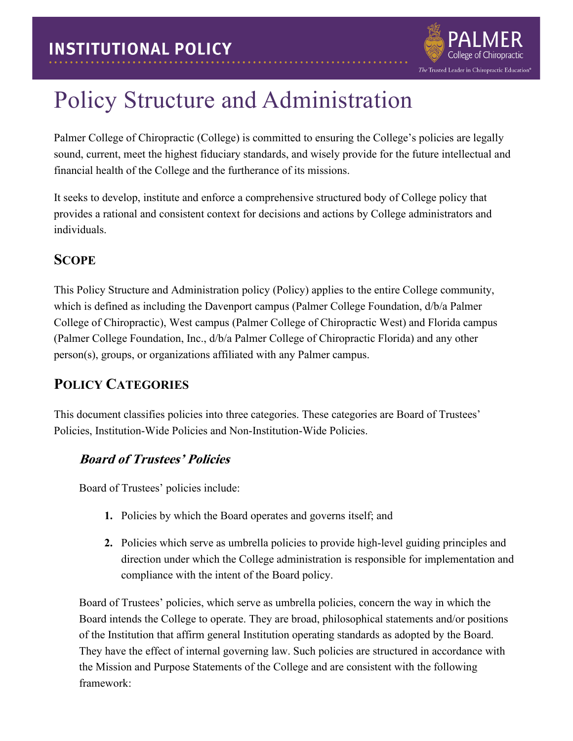INSTITUTIONAL POLICY

# Policy Structure and Administration

Palmer College of Chiropractic (College) is committed to ensuring the College's policies are legally sound, current, meet the highest fiduciary standards, and wisely provide for the future intellectual and financial health of the College and the furtherance of its missions.

It seeks to develop, institute and enforce a comprehensive structured body of College policy that provides a rational and consistent context for decisions and actions by College administrators and individuals.

## Scope

This Policy Structure and Administration policy (Policy) applies to the entire College community, which is defined as including the Davenport campus (Palmer College Foundation, d/b/a Palmer College of Chiropractic), West campus (Palmer College of Chiropractic West) and Florida campus (Palmer College Foundation, Inc., d/b/a Palmer College of Chiropractic Florida) and any other person(s), groups, or organizations affiliated with any Palmer campus.

## Policy Categories

This document classifies policies into three categories. These categories are Board of Trustees' Policies, Institution-Wide Policies and Non-Institution-Wide Policies.

### *Board of Trustees' Policies*

Board of Trustees' policies include:

1. Policies by which the Board operates and governs itself; and
2. Policies which serve as umbrella policies to provide high-level guiding principles and direction under which the College administration is responsible for implementation and compliance with the intent of the Board policy.

Board of Trustees' policies, which serve as umbrella policies, concern the way in which the Board intends the College to operate. They are broad, philosophical statements and/or positions of the Institution that affirm general Institution operating standards as adopted by the Board. They have the effect of internal governing law. Such policies are structured in accordance with the Mission and Purpose Statements of the College and are consistent with the following framework: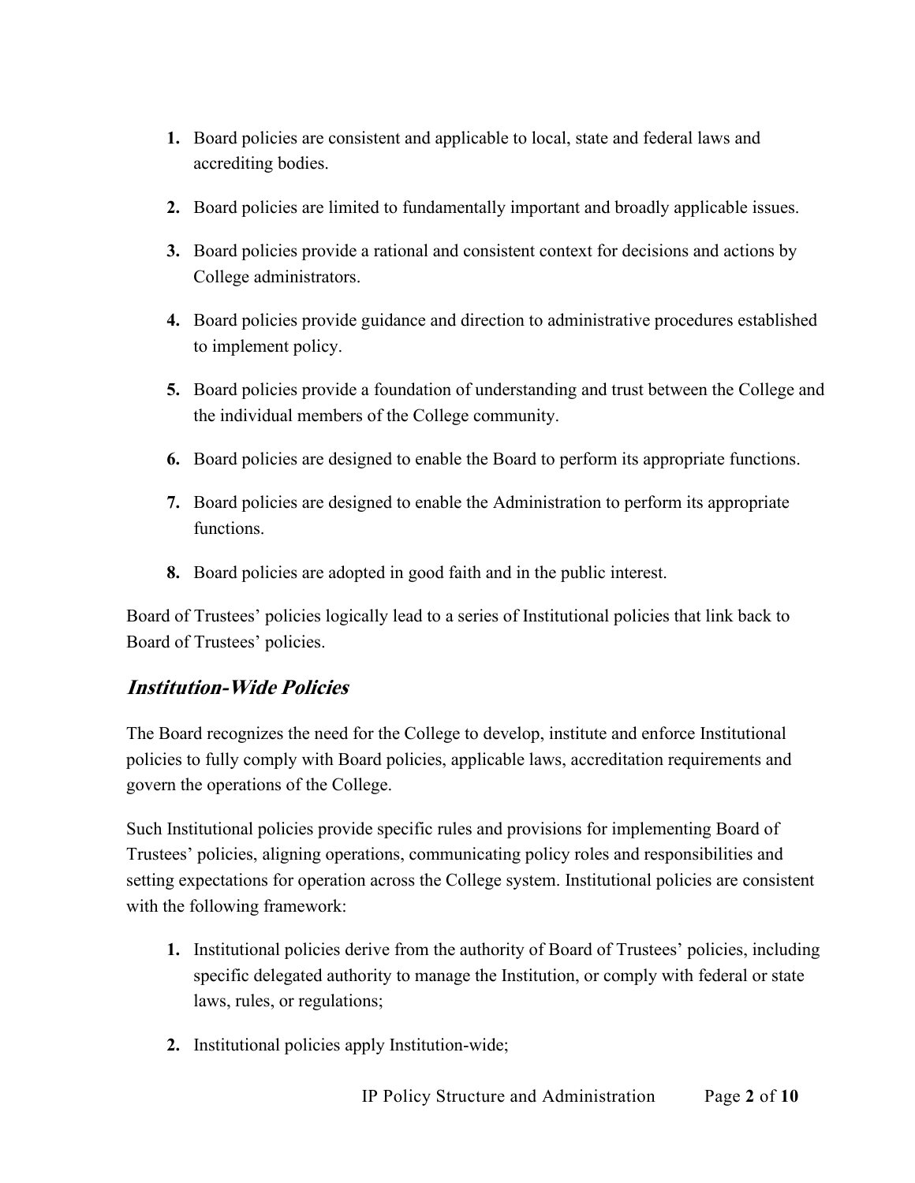1. Board policies are consistent and applicable to local, state and federal laws and accrediting bodies.
2. Board policies are limited to fundamentally important and broadly applicable issues.
3. Board policies provide a rational and consistent context for decisions and actions by College administrators.
4. Board policies provide guidance and direction to administrative procedures established to implement policy.
5. Board policies provide a foundation of understanding and trust between the College and the individual members of the College community.
6. Board policies are designed to enable the Board to perform its appropriate functions.
7. Board policies are designed to enable the Administration to perform its appropriate functions.
8. Board policies are adopted in good faith and in the public interest.

Board of Trustees' policies logically lead to a series of Institutional policies that link back to Board of Trustees' policies.

## *Institution-Wide Policies*

The Board recognizes the need for the College to develop, institute and enforce Institutional policies to fully comply with Board policies, applicable laws, accreditation requirements and govern the operations of the College.

Such Institutional policies provide specific rules and provisions for implementing Board of Trustees' policies, aligning operations, communicating policy roles and responsibilities and setting expectations for operation across the College system. Institutional policies are consistent with the following framework:

1. Institutional policies derive from the authority of Board of Trustees' policies, including specific delegated authority to manage the Institution, or comply with federal or state laws, rules, or regulations;
2. Institutional policies apply Institution-wide;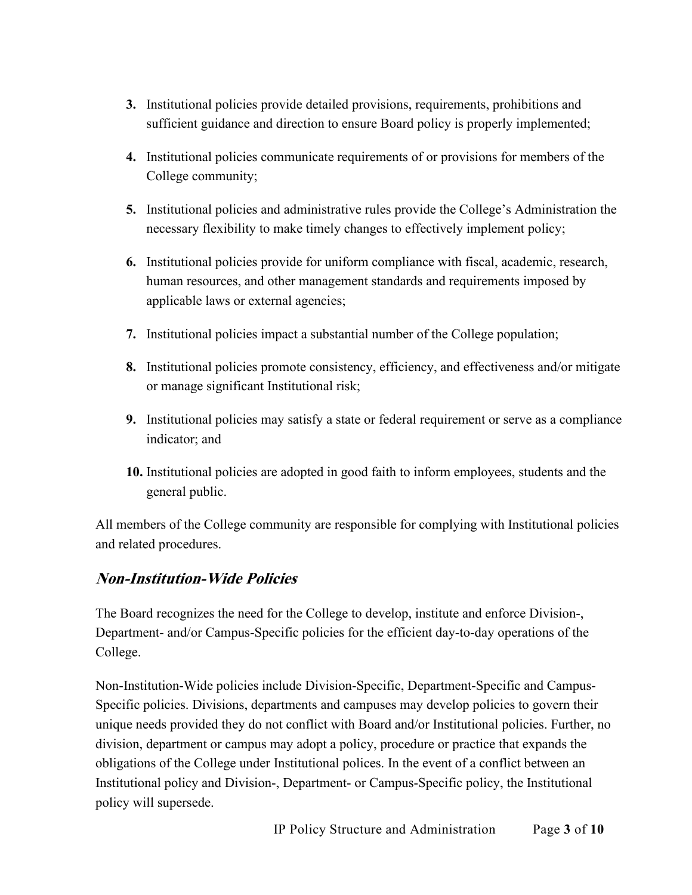3. Institutional policies provide detailed provisions, requirements, prohibitions and sufficient guidance and direction to ensure Board policy is properly implemented;

4. Institutional policies communicate requirements of or provisions for members of the College community;

5. Institutional policies and administrative rules provide the College's Administration the necessary flexibility to make timely changes to effectively implement policy;

6. Institutional policies provide for uniform compliance with fiscal, academic, research, human resources, and other management standards and requirements imposed by applicable laws or external agencies;

7. Institutional policies impact a substantial number of the College population;

8. Institutional policies promote consistency, efficiency, and effectiveness and/or mitigate or manage significant Institutional risk;

9. Institutional policies may satisfy a state or federal requirement or serve as a compliance indicator; and

10. Institutional policies are adopted in good faith to inform employees, students and the general public.

All members of the College community are responsible for complying with Institutional policies and related procedures.

## *Non-Institution-Wide Policies*

The Board recognizes the need for the College to develop, institute and enforce Division-, Department- and/or Campus-Specific policies for the efficient day-to-day operations of the College.

Non-Institution-Wide policies include Division-Specific, Department-Specific and Campus-Specific policies. Divisions, departments and campuses may develop policies to govern their unique needs provided they do not conflict with Board and/or Institutional policies. Further, no division, department or campus may adopt a policy, procedure or practice that expands the obligations of the College under Institutional polices. In the event of a conflict between an Institutional policy and Division-, Department- or Campus-Specific policy, the Institutional policy will supersede.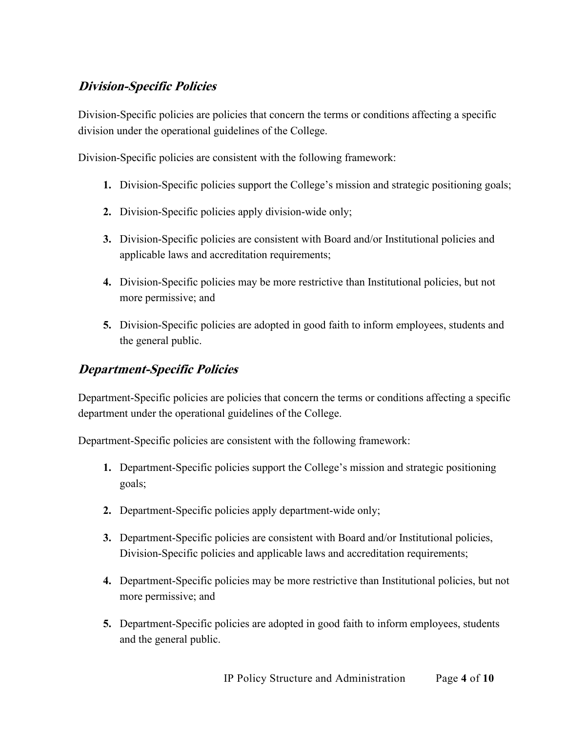## *Division-Specific Policies*

Division-Specific policies are policies that concern the terms or conditions affecting a specific division under the operational guidelines of the College.

Division-Specific policies are consistent with the following framework:

1. Division-Specific policies support the College's mission and strategic positioning goals;
2. Division-Specific policies apply division-wide only;
3. Division-Specific policies are consistent with Board and/or Institutional policies and applicable laws and accreditation requirements;
4. Division-Specific policies may be more restrictive than Institutional policies, but not more permissive; and
5. Division-Specific policies are adopted in good faith to inform employees, students and the general public.

## *Department-Specific Policies*

Department-Specific policies are policies that concern the terms or conditions affecting a specific department under the operational guidelines of the College.

Department-Specific policies are consistent with the following framework:

1. Department-Specific policies support the College's mission and strategic positioning goals;
2. Department-Specific policies apply department-wide only;
3. Department-Specific policies are consistent with Board and/or Institutional policies, Division-Specific policies and applicable laws and accreditation requirements;
4. Department-Specific policies may be more restrictive than Institutional policies, but not more permissive; and
5. Department-Specific policies are adopted in good faith to inform employees, students and the general public.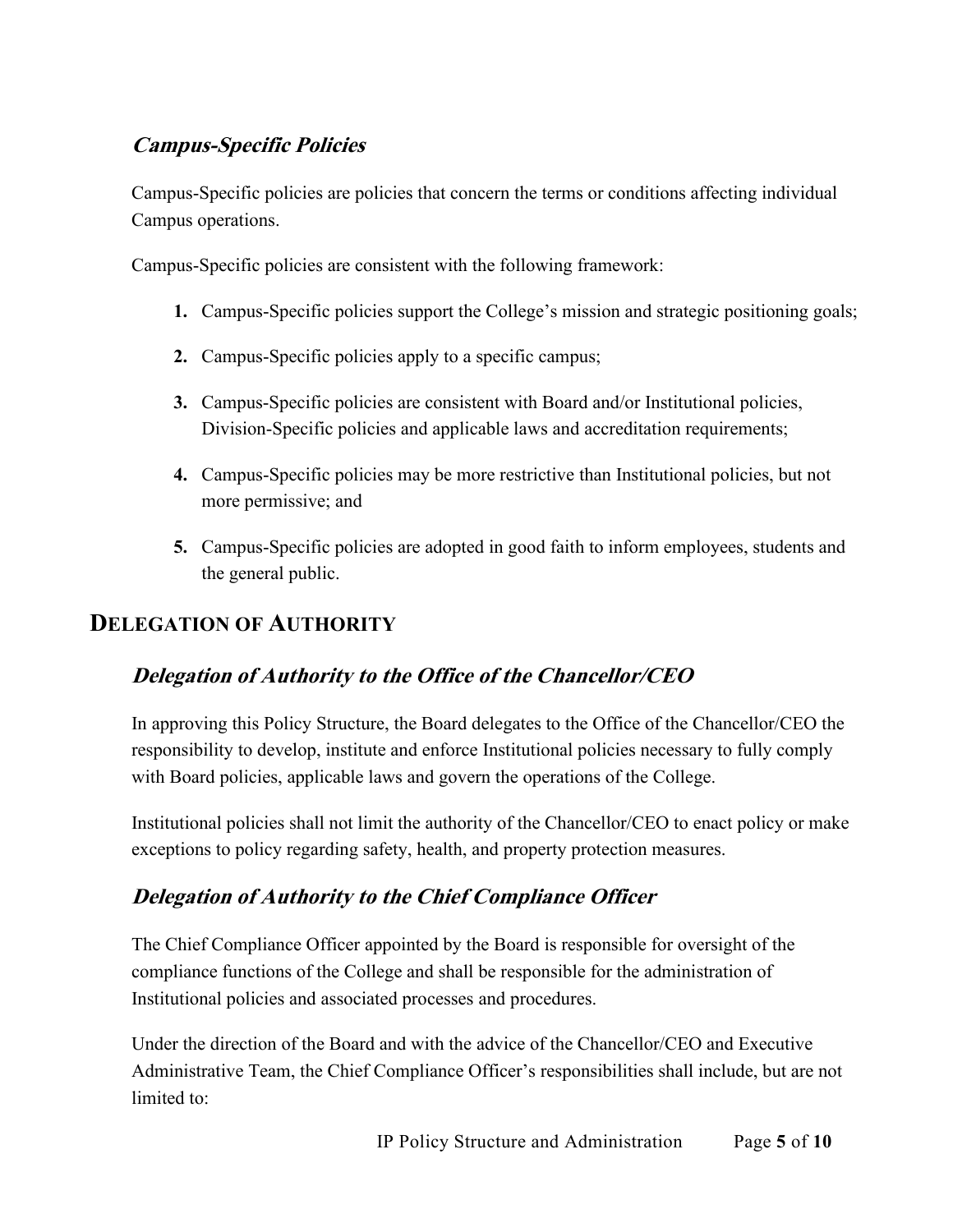### *Campus-Specific Policies*

Campus-Specific policies are policies that concern the terms or conditions affecting individual Campus operations.

Campus-Specific policies are consistent with the following framework:

1. Campus-Specific policies support the College's mission and strategic positioning goals;
2. Campus-Specific policies apply to a specific campus;
3. Campus-Specific policies are consistent with Board and/or Institutional policies, Division-Specific policies and applicable laws and accreditation requirements;
4. Campus-Specific policies may be more restrictive than Institutional policies, but not more permissive; and
5. Campus-Specific policies are adopted in good faith to inform employees, students and the general public.

## DELEGATION OF AUTHORITY

### *Delegation of Authority to the Office of the Chancellor/CEO*

In approving this Policy Structure, the Board delegates to the Office of the Chancellor/CEO the responsibility to develop, institute and enforce Institutional policies necessary to fully comply with Board policies, applicable laws and govern the operations of the College.

Institutional policies shall not limit the authority of the Chancellor/CEO to enact policy or make exceptions to policy regarding safety, health, and property protection measures.

### *Delegation of Authority to the Chief Compliance Officer*

The Chief Compliance Officer appointed by the Board is responsible for oversight of the compliance functions of the College and shall be responsible for the administration of Institutional policies and associated processes and procedures.

Under the direction of the Board and with the advice of the Chancellor/CEO and Executive Administrative Team, the Chief Compliance Officer's responsibilities shall include, but are not limited to: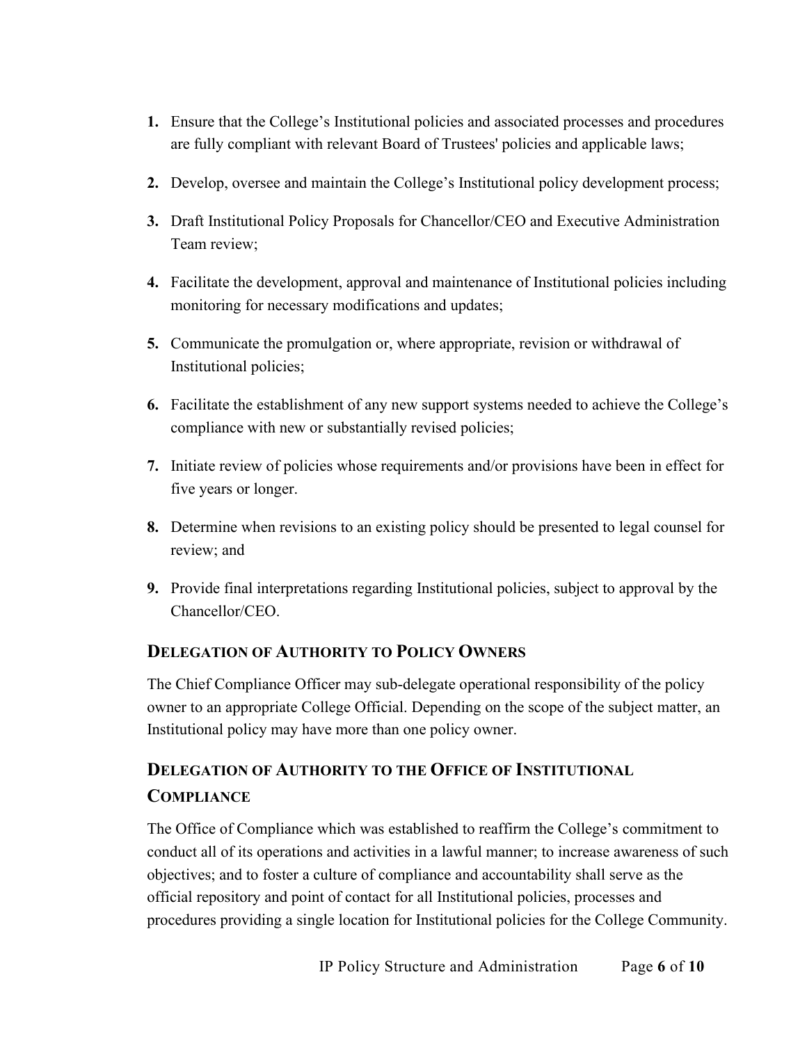1. Ensure that the College's Institutional policies and associated processes and procedures are fully compliant with relevant Board of Trustees' policies and applicable laws;
2. Develop, oversee and maintain the College's Institutional policy development process;
3. Draft Institutional Policy Proposals for Chancellor/CEO and Executive Administration Team review;
4. Facilitate the development, approval and maintenance of Institutional policies including monitoring for necessary modifications and updates;
5. Communicate the promulgation or, where appropriate, revision or withdrawal of Institutional policies;
6. Facilitate the establishment of any new support systems needed to achieve the College's compliance with new or substantially revised policies;
7. Initiate review of policies whose requirements and/or provisions have been in effect for five years or longer.
8. Determine when revisions to an existing policy should be presented to legal counsel for review; and
9. Provide final interpretations regarding Institutional policies, subject to approval by the Chancellor/CEO.

## DELEGATION OF AUTHORITY TO POLICY OWNERS

The Chief Compliance Officer may sub-delegate operational responsibility of the policy owner to an appropriate College Official. Depending on the scope of the subject matter, an Institutional policy may have more than one policy owner.

## DELEGATION OF AUTHORITY TO THE OFFICE OF INSTITUTIONAL COMPLIANCE

The Office of Compliance which was established to reaffirm the College's commitment to conduct all of its operations and activities in a lawful manner; to increase awareness of such objectives; and to foster a culture of compliance and accountability shall serve as the official repository and point of contact for all Institutional policies, processes and procedures providing a single location for Institutional policies for the College Community.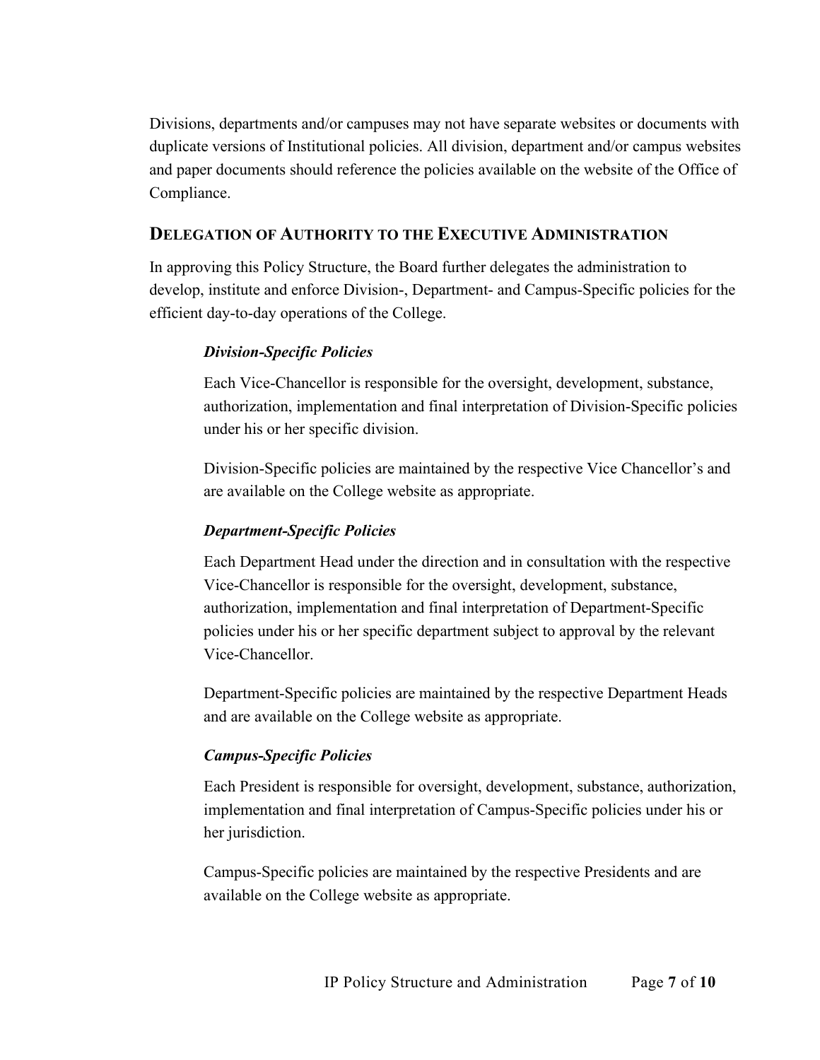Divisions, departments and/or campuses may not have separate websites or documents with duplicate versions of Institutional policies. All division, department and/or campus websites and paper documents should reference the policies available on the website of the Office of Compliance.

## Delegation of Authority to the Executive Administration

In approving this Policy Structure, the Board further delegates the administration to develop, institute and enforce Division-, Department- and Campus-Specific policies for the efficient day-to-day operations of the College.

### *Division-Specific Policies*

Each Vice-Chancellor is responsible for the oversight, development, substance, authorization, implementation and final interpretation of Division-Specific policies under his or her specific division.

Division-Specific policies are maintained by the respective Vice Chancellor's and are available on the College website as appropriate.

### *Department-Specific Policies*

Each Department Head under the direction and in consultation with the respective Vice-Chancellor is responsible for the oversight, development, substance, authorization, implementation and final interpretation of Department-Specific policies under his or her specific department subject to approval by the relevant Vice-Chancellor.

Department-Specific policies are maintained by the respective Department Heads and are available on the College website as appropriate.

### *Campus-Specific Policies*

Each President is responsible for oversight, development, substance, authorization, implementation and final interpretation of Campus-Specific policies under his or her jurisdiction.

Campus-Specific policies are maintained by the respective Presidents and are available on the College website as appropriate.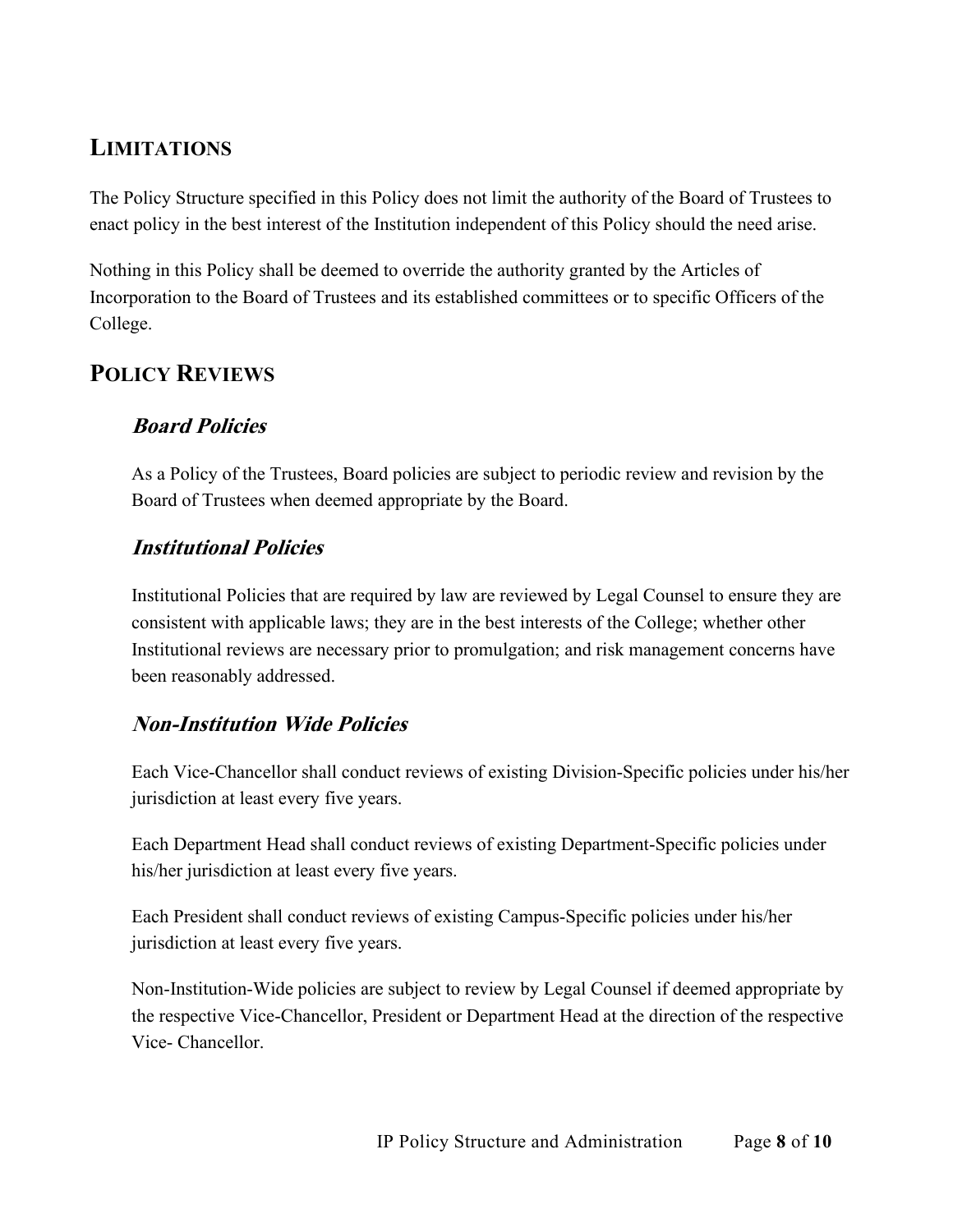## LIMITATIONS

The Policy Structure specified in this Policy does not limit the authority of the Board of Trustees to enact policy in the best interest of the Institution independent of this Policy should the need arise.

Nothing in this Policy shall be deemed to override the authority granted by the Articles of Incorporation to the Board of Trustees and its established committees or to specific Officers of the College.

## POLICY REVIEWS

### *Board Policies*

As a Policy of the Trustees, Board policies are subject to periodic review and revision by the Board of Trustees when deemed appropriate by the Board.

### *Institutional Policies*

Institutional Policies that are required by law are reviewed by Legal Counsel to ensure they are consistent with applicable laws; they are in the best interests of the College; whether other Institutional reviews are necessary prior to promulgation; and risk management concerns have been reasonably addressed.

### *Non-Institution Wide Policies*

Each Vice-Chancellor shall conduct reviews of existing Division-Specific policies under his/her jurisdiction at least every five years.

Each Department Head shall conduct reviews of existing Department-Specific policies under his/her jurisdiction at least every five years.

Each President shall conduct reviews of existing Campus-Specific policies under his/her jurisdiction at least every five years.

Non-Institution-Wide policies are subject to review by Legal Counsel if deemed appropriate by the respective Vice-Chancellor, President or Department Head at the direction of the respective Vice- Chancellor.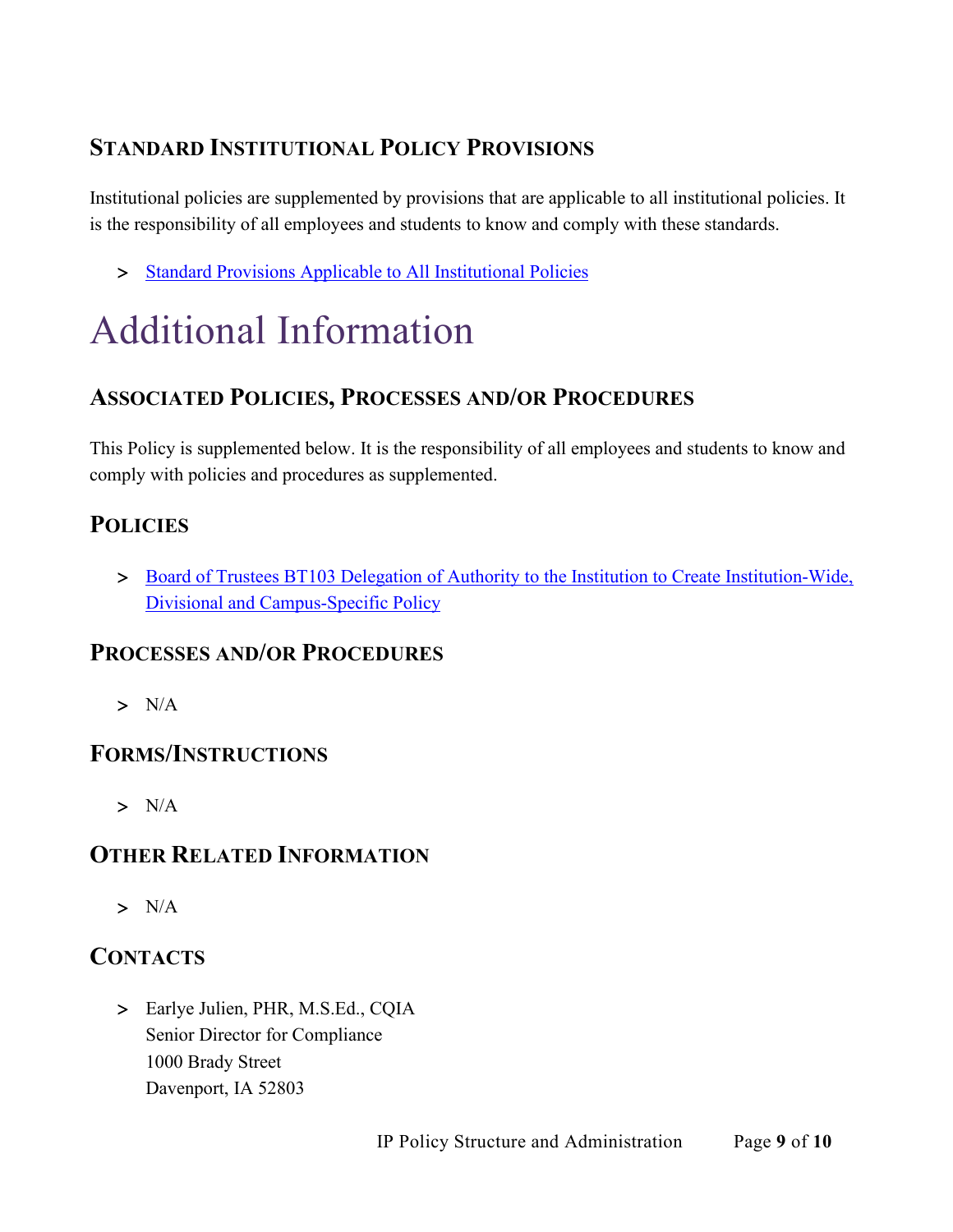### Standard Institutional Policy Provisions

Institutional policies are supplemented by provisions that are applicable to all institutional policies. It is the responsibility of all employees and students to know and comply with these standards.

> Standard Provisions Applicable to All Institutional Policies

# Additional Information

### Associated Policies, Processes and/or Procedures

This Policy is supplemented below. It is the responsibility of all employees and students to know and comply with policies and procedures as supplemented.

### Policies

> Board of Trustees BT103 Delegation of Authority to the Institution to Create Institution-Wide, Divisional and Campus-Specific Policy

### Processes and/or Procedures

> N/A

### Forms/Instructions

> N/A

### Other Related Information

> N/A

### Contacts

> Earlye Julien, PHR, M.S.Ed., CQIA
> Senior Director for Compliance
> 1000 Brady Street
> Davenport, IA 52803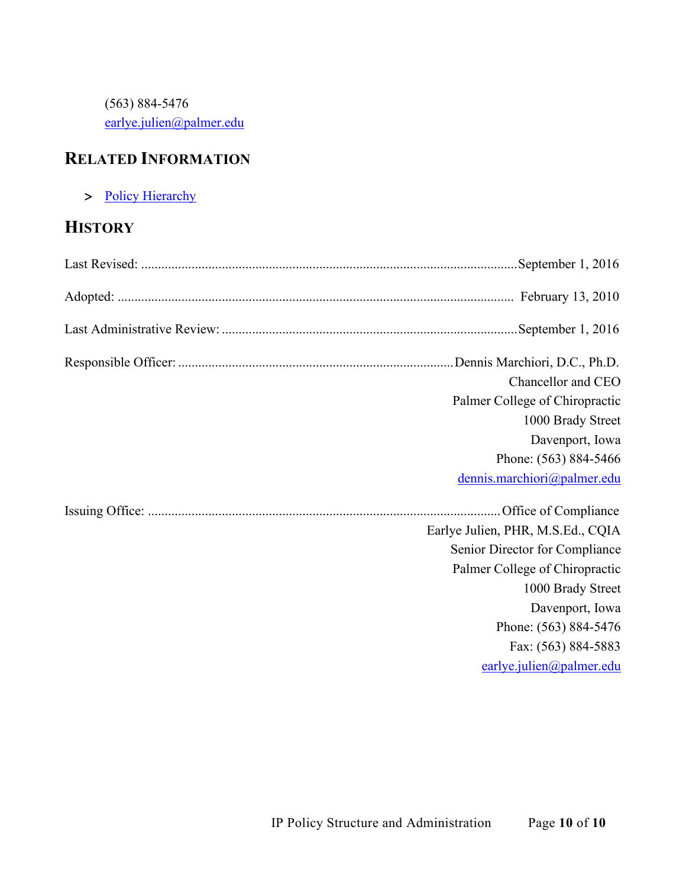(563) 884-5476
earlye.julien@palmer.edu

## Related Information

- Policy Hierarchy

## History

Last Revised: .............................................................................................................September 1, 2016

Adopted: ...................................................................................................................February 13, 2010

Last Administrative Review: .....................................................................................September 1, 2016

Responsible Officer: ..............................................................................Dennis Marchiori, D.C., Ph.D.
Chancellor and CEO
Palmer College of Chiropractic
1000 Brady Street
Davenport, Iowa
Phone: (563) 884-5466
dennis.marchiori@palmer.edu

Issuing Office: ......................................................................................................Office of Compliance
Earlye Julien, PHR, M.S.Ed., CQIA
Senior Director for Compliance
Palmer College of Chiropractic
1000 Brady Street
Davenport, Iowa
Phone: (563) 884-5476
Fax: (563) 884-5883
earlye.julien@palmer.edu